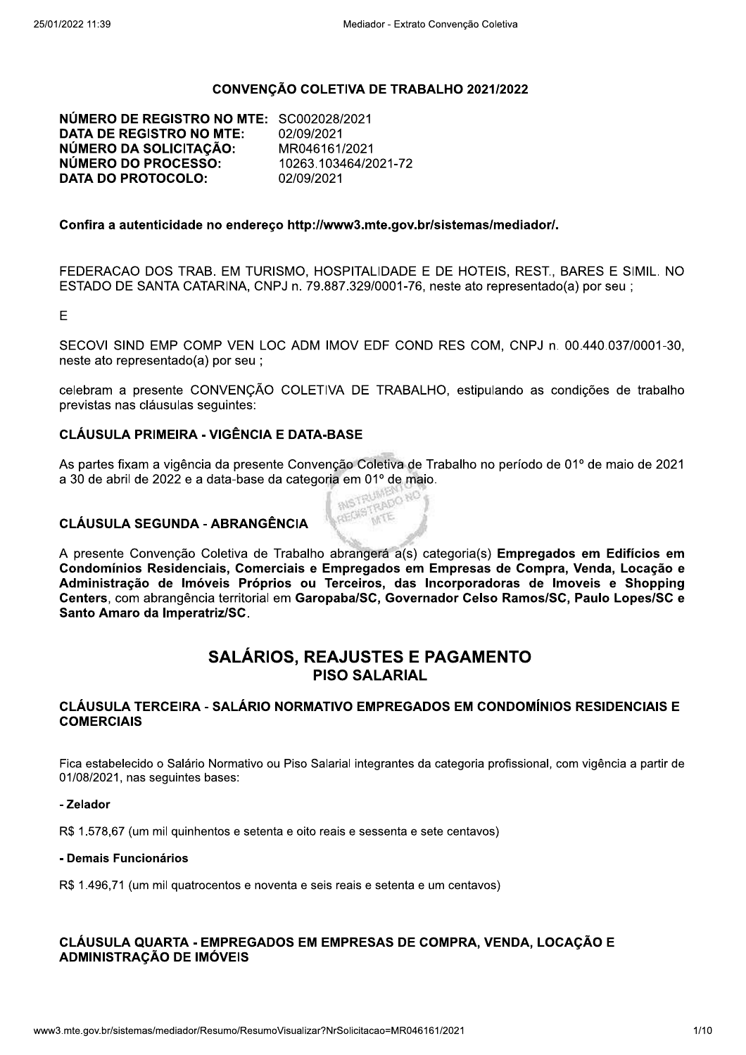## CONVENÇÃO COLETIVA DE TRABALHO 2021/2022

**NÚMERO DE REGISTRO NO MTE:** SC002028/2021
**DATA DE REGISTRO NO MTE:** 02/09/2021
**NÚMERO DA SOLICITAÇÃO:** MR046161/2021
**NÚMERO DO PROCESSO:** 10263.103464/2021-72
**DATA DO PROTOCOLO:** 02/09/2021

**Confira a autenticidade no endereço http://www3.mte.gov.br/sistemas/mediador/.**

FEDERACAO DOS TRAB. EM TURISMO, HOSPITALIDADE E DE HOTEIS, REST., BARES E SIMIL. NO ESTADO DE SANTA CATARINA, CNPJ n. 79.887.329/0001-76, neste ato representado(a) por seu ;

E

SECOVI SIND EMP COMP VEN LOC ADM IMOV EDF COND RES COM, CNPJ n. 00.440.037/0001-30, neste ato representado(a) por seu ;

celebram a presente CONVENÇÃO COLETIVA DE TRABALHO, estipulando as condições de trabalho previstas nas cláusulas seguintes:

### CLÁUSULA PRIMEIRA - VIGÊNCIA E DATA-BASE

As partes fixam a vigência da presente Convenção Coletiva de Trabalho no período de 01º de maio de 2021 a 30 de abril de 2022 e a data-base da categoria em 01º de maio.

### CLÁUSULA SEGUNDA - ABRANGÊNCIA

A presente Convenção Coletiva de Trabalho abrangerá a(s) categoria(s) **Empregados em Edifícios em Condomínios Residenciais, Comerciais e Empregados em Empresas de Compra, Venda, Locação e Administração de Imóveis Próprios ou Terceiros, das Incorporadoras de Imoveis e Shopping Centers**, com abrangência territorial em **Garopaba/SC, Governador Celso Ramos/SC, Paulo Lopes/SC e Santo Amaro da Imperatriz/SC**.

## SALÁRIOS, REAJUSTES E PAGAMENTO

### PISO SALARIAL

### CLÁUSULA TERCEIRA - SALÁRIO NORMATIVO EMPREGADOS EM CONDOMÍNIOS RESIDENCIAIS E COMERCIAIS

Fica estabelecido o Salário Normativo ou Piso Salarial integrantes da categoria profissional, com vigência a partir de 01/08/2021, nas seguintes bases:

**- Zelador**

R$ 1.578,67 (um mil quinhentos e setenta e oito reais e sessenta e sete centavos)

**- Demais Funcionários**

R$ 1.496,71 (um mil quatrocentos e noventa e seis reais e setenta e um centavos)

### CLÁUSULA QUARTA - EMPREGADOS EM EMPRESAS DE COMPRA, VENDA, LOCAÇÃO E ADMINISTRAÇÃO DE IMÓVEIS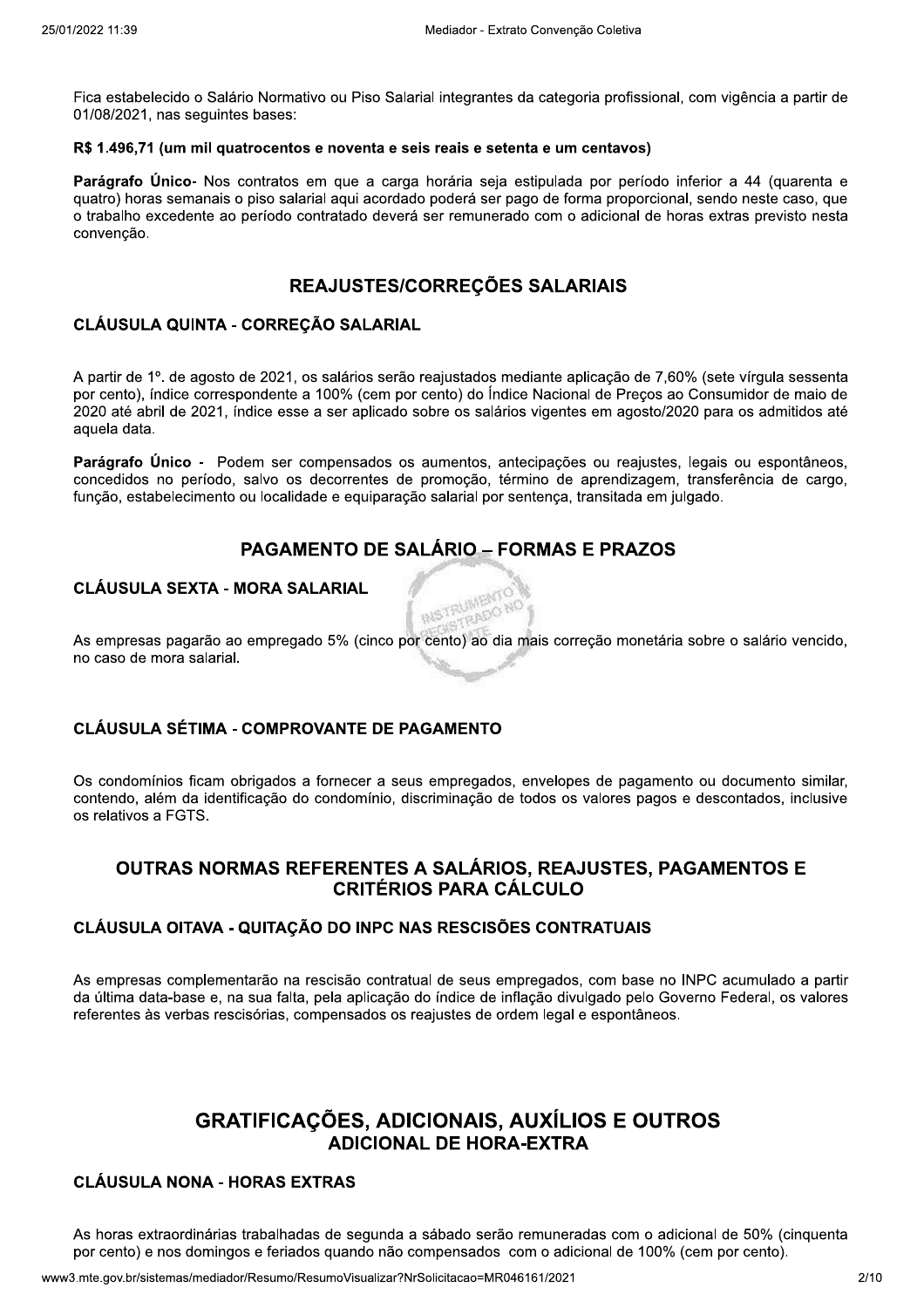Fica estabelecido o Salário Normativo ou Piso Salarial integrantes da categoria profissional, com vigência a partir de 01/08/2021, nas seguintes bases:

**R$ 1.496,71 (um mil quatrocentos e noventa e seis reais e setenta e um centavos)**

**Parágrafo Único**- Nos contratos em que a carga horária seja estipulada por período inferior a 44 (quarenta e quatro) horas semanais o piso salarial aqui acordado poderá ser pago de forma proporcional, sendo neste caso, que o trabalho excedente ao período contratado deverá ser remunerado com o adicional de horas extras previsto nesta convenção.

## REAJUSTES/CORREÇÕES SALARIAIS

### CLÁUSULA QUINTA - CORREÇÃO SALARIAL

A partir de 1º. de agosto de 2021, os salários serão reajustados mediante aplicação de 7,60% (sete vírgula sessenta por cento), índice correspondente a 100% (cem por cento) do Índice Nacional de Preços ao Consumidor de maio de 2020 até abril de 2021, índice esse a ser aplicado sobre os salários vigentes em agosto/2020 para os admitidos até aquela data.

**Parágrafo Único** - Podem ser compensados os aumentos, antecipações ou reajustes, legais ou espontâneos, concedidos no período, salvo os decorrentes de promoção, término de aprendizagem, transferência de cargo, função, estabelecimento ou localidade e equiparação salarial por sentença, transitada em julgado.

## PAGAMENTO DE SALÁRIO – FORMAS E PRAZOS

### CLÁUSULA SEXTA - MORA SALARIAL

As empresas pagarão ao empregado 5% (cinco por cento) ao dia mais correção monetária sobre o salário vencido, no caso de mora salarial.

### CLÁUSULA SÉTIMA - COMPROVANTE DE PAGAMENTO

Os condomínios ficam obrigados a fornecer a seus empregados, envelopes de pagamento ou documento similar, contendo, além da identificação do condomínio, discriminação de todos os valores pagos e descontados, inclusive os relativos a FGTS.

## OUTRAS NORMAS REFERENTES A SALÁRIOS, REAJUSTES, PAGAMENTOS E CRITÉRIOS PARA CÁLCULO

### CLÁUSULA OITAVA - QUITAÇÃO DO INPC NAS RESCISÕES CONTRATUAIS

As empresas complementarão na rescisão contratual de seus empregados, com base no INPC acumulado a partir da última data-base e, na sua falta, pela aplicação do índice de inflação divulgado pelo Governo Federal, os valores referentes às verbas rescisórias, compensados os reajustes de ordem legal e espontâneos.

## GRATIFICAÇÕES, ADICIONAIS, AUXÍLIOS E OUTROS

### ADICIONAL DE HORA-EXTRA

### CLÁUSULA NONA - HORAS EXTRAS

As horas extraordinárias trabalhadas de segunda a sábado serão remuneradas com o adicional de 50% (cinquenta por cento) e nos domingos e feriados quando não compensados com o adicional de 100% (cem por cento).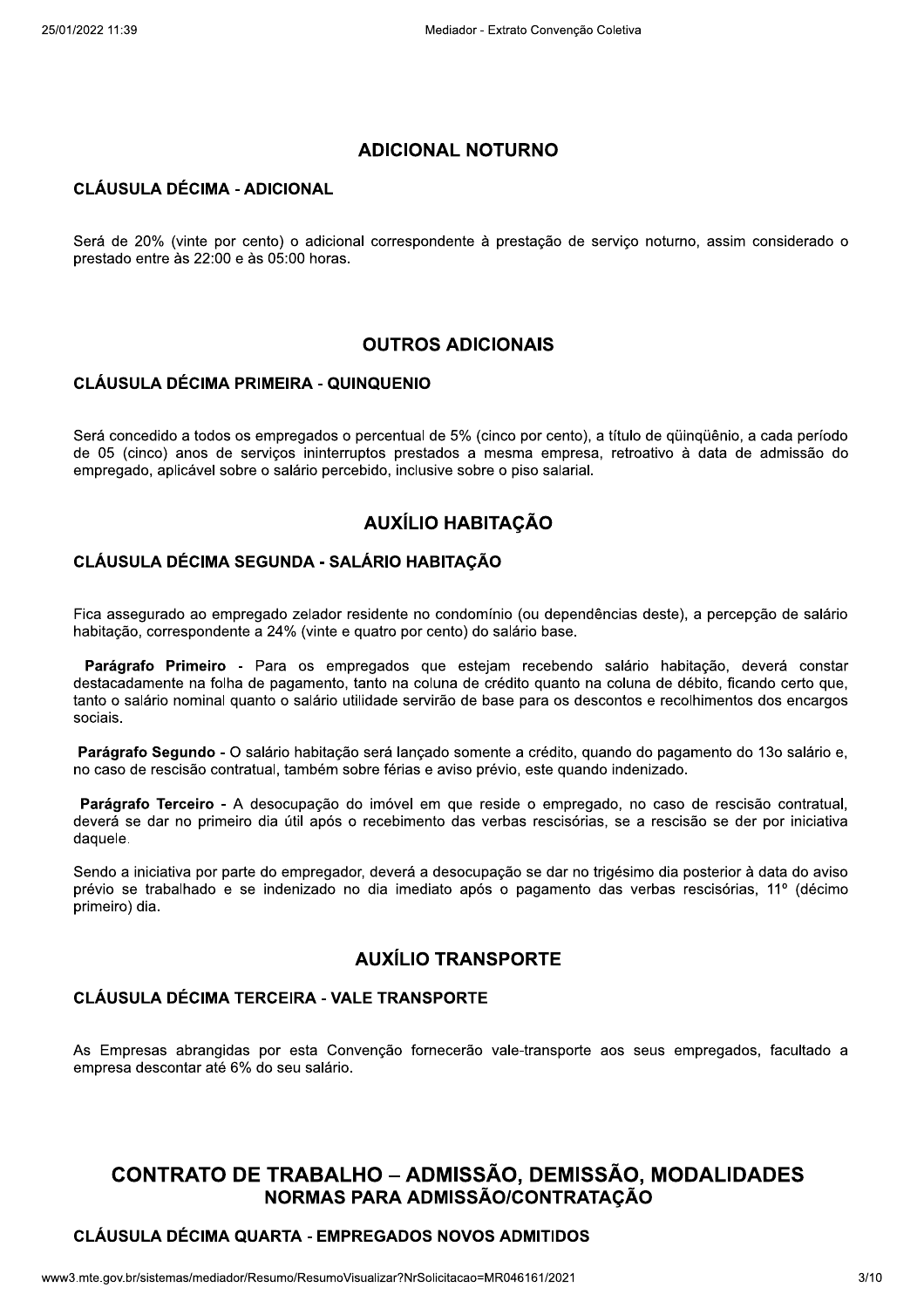## ADICIONAL NOTURNO

### CLÁUSULA DÉCIMA - ADICIONAL

Será de 20% (vinte por cento) o adicional correspondente à prestação de serviço noturno, assim considerado o prestado entre às 22:00 e às 05:00 horas.

## OUTROS ADICIONAIS

### CLÁUSULA DÉCIMA PRIMEIRA - QUINQUENIO

Será concedido a todos os empregados o percentual de 5% (cinco por cento), a título de qüinqüênio, a cada período de 05 (cinco) anos de serviços ininterruptos prestados a mesma empresa, retroativo à data de admissão do empregado, aplicável sobre o salário percebido, inclusive sobre o piso salarial.

## AUXÍLIO HABITAÇÃO

### CLÁUSULA DÉCIMA SEGUNDA - SALÁRIO HABITAÇÃO

Fica assegurado ao empregado zelador residente no condomínio (ou dependências deste), a percepção de salário habitação, correspondente a 24% (vinte e quatro por cento) do salário base.

**Parágrafo Primeiro** - Para os empregados que estejam recebendo salário habitação, deverá constar destacadamente na folha de pagamento, tanto na coluna de crédito quanto na coluna de débito, ficando certo que, tanto o salário nominal quanto o salário utilidade servirão de base para os descontos e recolhimentos dos encargos sociais.

**Parágrafo Segundo** - O salário habitação será lançado somente a crédito, quando do pagamento do 13o salário e, no caso de rescisão contratual, também sobre férias e aviso prévio, este quando indenizado.

**Parágrafo Terceiro** - A desocupação do imóvel em que reside o empregado, no caso de rescisão contratual, deverá se dar no primeiro dia útil após o recebimento das verbas rescisórias, se a rescisão se der por iniciativa daquele.

Sendo a iniciativa por parte do empregador, deverá a desocupação se dar no trigésimo dia posterior à data do aviso prévio se trabalhado e se indenizado no dia imediato após o pagamento das verbas rescisórias, 11º (décimo primeiro) dia.

## AUXÍLIO TRANSPORTE

### CLÁUSULA DÉCIMA TERCEIRA - VALE TRANSPORTE

As Empresas abrangidas por esta Convenção fornecerão vale-transporte aos seus empregados, facultado a empresa descontar até 6% do seu salário.

# CONTRATO DE TRABALHO – ADMISSÃO, DEMISSÃO, MODALIDADES

## NORMAS PARA ADMISSÃO/CONTRATAÇÃO

### CLÁUSULA DÉCIMA QUARTA - EMPREGADOS NOVOS ADMITIDOS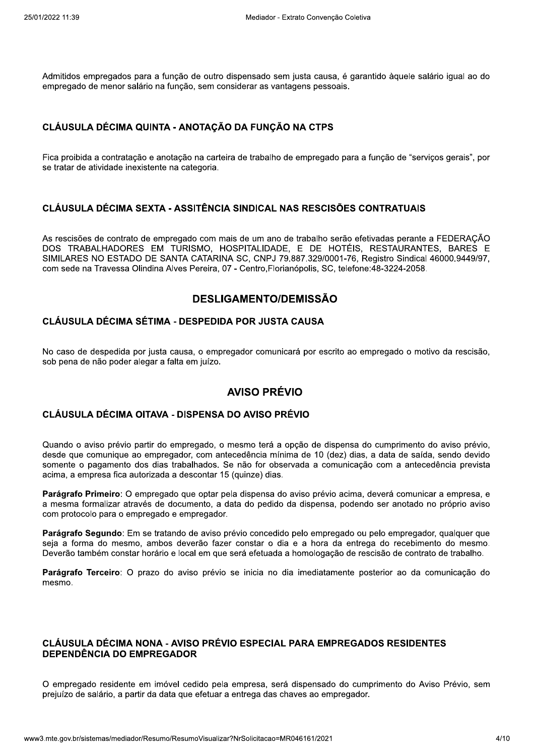Admitidos empregados para a função de outro dispensado sem justa causa, é garantido àquele salário igual ao do empregado de menor salário na função, sem considerar as vantagens pessoais.

### CLÁUSULA DÉCIMA QUINTA - ANOTAÇÃO DA FUNÇÃO NA CTPS

Fica proibida a contratação e anotação na carteira de trabalho de empregado para a função de "serviços gerais", por se tratar de atividade inexistente na categoria.

### CLÁUSULA DÉCIMA SEXTA - ASSITÊNCIA SINDICAL NAS RESCISÕES CONTRATUAIS

As rescisões de contrato de empregado com mais de um ano de trabalho serão efetivadas perante a FEDERAÇÃO DOS TRABALHADORES EM TURISMO, HOSPITALIDADE, E DE HOTÉIS, RESTAURANTES, BARES E SIMILARES NO ESTADO DE SANTA CATARINA SC, CNPJ 79.887.329/0001-76, Registro Sindical 46000.9449/97, com sede na Travessa Olindina Alves Pereira, 07 - Centro,Florianópolis, SC, telefone:48-3224-2058.

## DESLIGAMENTO/DEMISSÃO

### CLÁUSULA DÉCIMA SÉTIMA - DESPEDIDA POR JUSTA CAUSA

No caso de despedida por justa causa, o empregador comunicará por escrito ao empregado o motivo da rescisão, sob pena de não poder alegar a falta em juízo.

## AVISO PRÉVIO

### CLÁUSULA DÉCIMA OITAVA - DISPENSA DO AVISO PRÉVIO

Quando o aviso prévio partir do empregado, o mesmo terá a opção de dispensa do cumprimento do aviso prévio, desde que comunique ao empregador, com antecedência mínima de 10 (dez) dias, a data de saída, sendo devido somente o pagamento dos dias trabalhados. Se não for observada a comunicação com a antecedência prevista acima, a empresa fica autorizada a descontar 15 (quinze) dias.

**Parágrafo Primeiro**: O empregado que optar pela dispensa do aviso prévio acima, deverá comunicar a empresa, e a mesma formalizar através de documento, a data do pedido da dispensa, podendo ser anotado no próprio aviso com protocolo para o empregado e empregador.

**Parágrafo Segundo**: Em se tratando de aviso prévio concedido pelo empregado ou pelo empregador, qualquer que seja a forma do mesmo, ambos deverão fazer constar o dia e a hora da entrega do recebimento do mesmo. Deverão também constar horário e local em que será efetuada a homologação de rescisão de contrato de trabalho.

**Parágrafo Terceiro**: O prazo do aviso prévio se inicia no dia imediatamente posterior ao da comunicação do mesmo.

### CLÁUSULA DÉCIMA NONA - AVISO PRÉVIO ESPECIAL PARA EMPREGADOS RESIDENTES DEPENDÊNCIA DO EMPREGADOR

O empregado residente em imóvel cedido pela empresa, será dispensado do cumprimento do Aviso Prévio, sem prejuízo de salário, a partir da data que efetuar a entrega das chaves ao empregador.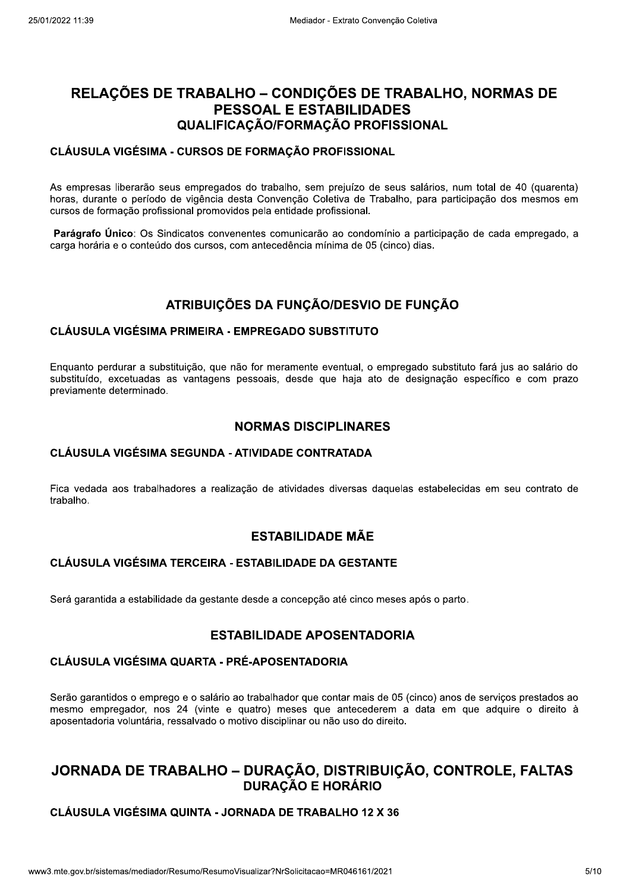## RELAÇÕES DE TRABALHO – CONDIÇÕES DE TRABALHO, NORMAS DE PESSOAL E ESTABILIDADES

### QUALIFICAÇÃO/FORMAÇÃO PROFISSIONAL

#### CLÁUSULA VIGÉSIMA - CURSOS DE FORMAÇÃO PROFISSIONAL

As empresas liberarão seus empregados do trabalho, sem prejuízo de seus salários, num total de 40 (quarenta) horas, durante o período de vigência desta Convenção Coletiva de Trabalho, para participação dos mesmos em cursos de formação profissional promovidos pela entidade profissional.

**Parágrafo Único**: Os Sindicatos convenentes comunicarão ao condomínio a participação de cada empregado, a carga horária e o conteúdo dos cursos, com antecedência mínima de 05 (cinco) dias.

### ATRIBUIÇÕES DA FUNÇÃO/DESVIO DE FUNÇÃO

#### CLÁUSULA VIGÉSIMA PRIMEIRA - EMPREGADO SUBSTITUTO

Enquanto perdurar a substituição, que não for meramente eventual, o empregado substituto fará jus ao salário do substituído, excetuadas as vantagens pessoais, desde que haja ato de designação específico e com prazo previamente determinado.

### NORMAS DISCIPLINARES

#### CLÁUSULA VIGÉSIMA SEGUNDA - ATIVIDADE CONTRATADA

Fica vedada aos trabalhadores a realização de atividades diversas daquelas estabelecidas em seu contrato de trabalho.

### ESTABILIDADE MÃE

#### CLÁUSULA VIGÉSIMA TERCEIRA - ESTABILIDADE DA GESTANTE

Será garantida a estabilidade da gestante desde a concepção até cinco meses após o parto.

### ESTABILIDADE APOSENTADORIA

#### CLÁUSULA VIGÉSIMA QUARTA - PRÉ-APOSENTADORIA

Serão garantidos o emprego e o salário ao trabalhador que contar mais de 05 (cinco) anos de serviços prestados ao mesmo empregador, nos 24 (vinte e quatro) meses que antecederem a data em que adquire o direito à aposentadoria voluntária, ressalvado o motivo disciplinar ou não uso do direito.

## JORNADA DE TRABALHO – DURAÇÃO, DISTRIBUIÇÃO, CONTROLE, FALTAS

### DURAÇÃO E HORÁRIO

#### CLÁUSULA VIGÉSIMA QUINTA - JORNADA DE TRABALHO 12 X 36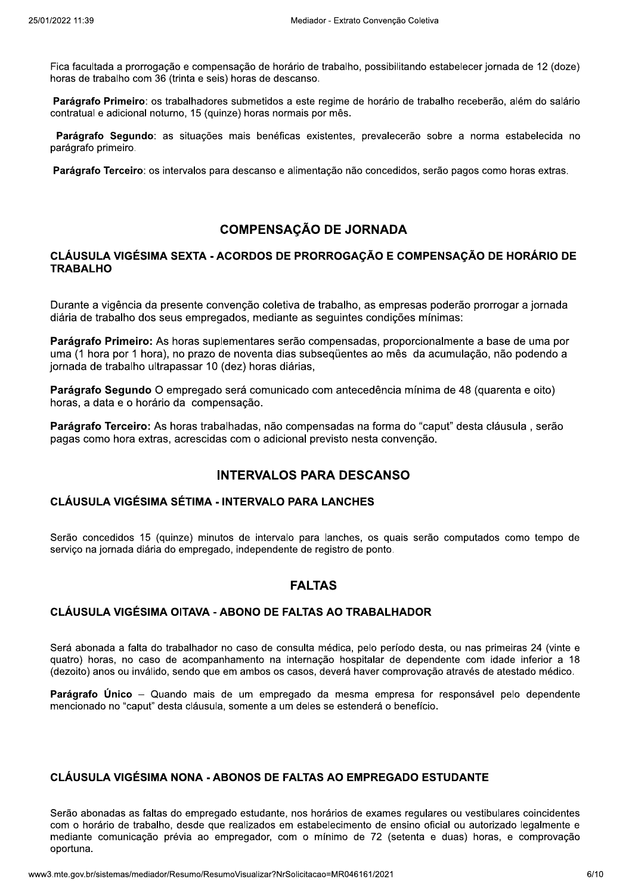Fica facultada a prorrogação e compensação de horário de trabalho, possibilitando estabelecer jornada de 12 (doze) horas de trabalho com 36 (trinta e seis) horas de descanso.

**Parágrafo Primeiro**: os trabalhadores submetidos a este regime de horário de trabalho receberão, além do salário contratual e adicional noturno, 15 (quinze) horas normais por mês.

**Parágrafo Segundo**: as situações mais benéficas existentes, prevalecerão sobre a norma estabelecida no parágrafo primeiro.

**Parágrafo Terceiro**: os intervalos para descanso e alimentação não concedidos, serão pagos como horas extras.

## COMPENSAÇÃO DE JORNADA

### CLÁUSULA VIGÉSIMA SEXTA - ACORDOS DE PRORROGAÇÃO E COMPENSAÇÃO DE HORÁRIO DE TRABALHO

Durante a vigência da presente convenção coletiva de trabalho, as empresas poderão prorrogar a jornada diária de trabalho dos seus empregados, mediante as seguintes condições mínimas:

**Parágrafo Primeiro:** As horas suplementares serão compensadas, proporcionalmente a base de uma por uma (1 hora por 1 hora), no prazo de noventa dias subseqüentes ao mês da acumulação, não podendo a jornada de trabalho ultrapassar 10 (dez) horas diárias,

**Parágrafo Segundo** O empregado será comunicado com antecedência mínima de 48 (quarenta e oito) horas, a data e o horário da compensação.

**Parágrafo Terceiro:** As horas trabalhadas, não compensadas na forma do "caput" desta cláusula , serão pagas como hora extras, acrescidas com o adicional previsto nesta convenção.

## INTERVALOS PARA DESCANSO

### CLÁUSULA VIGÉSIMA SÉTIMA - INTERVALO PARA LANCHES

Serão concedidos 15 (quinze) minutos de intervalo para lanches, os quais serão computados como tempo de serviço na jornada diária do empregado, independente de registro de ponto.

## FALTAS

### CLÁUSULA VIGÉSIMA OITAVA - ABONO DE FALTAS AO TRABALHADOR

Será abonada a falta do trabalhador no caso de consulta médica, pelo período desta, ou nas primeiras 24 (vinte e quatro) horas, no caso de acompanhamento na internação hospitalar de dependente com idade inferior a 18 (dezoito) anos ou inválido, sendo que em ambos os casos, deverá haver comprovação através de atestado médico.

**Parágrafo Único** – Quando mais de um empregado da mesma empresa for responsável pelo dependente mencionado no "caput" desta cláusula, somente a um deles se estenderá o benefício.

### CLÁUSULA VIGÉSIMA NONA - ABONOS DE FALTAS AO EMPREGADO ESTUDANTE

Serão abonadas as faltas do empregado estudante, nos horários de exames regulares ou vestibulares coincidentes com o horário de trabalho, desde que realizados em estabelecimento de ensino oficial ou autorizado legalmente e mediante comunicação prévia ao empregador, com o mínimo de 72 (setenta e duas) horas, e comprovação oportuna.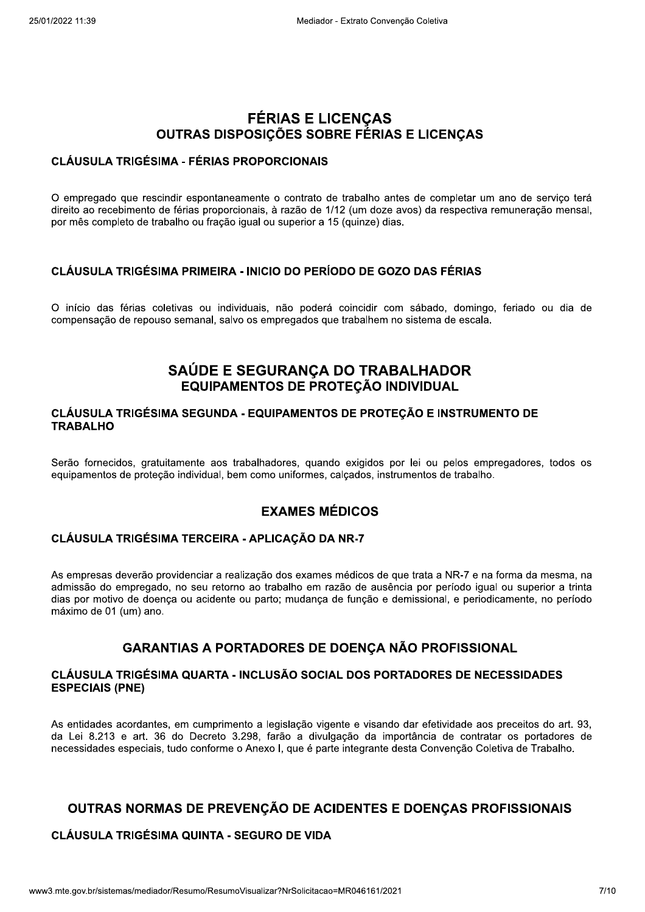# FÉRIAS E LICENÇAS

## OUTRAS DISPOSIÇÕES SOBRE FÉRIAS E LICENÇAS

### CLÁUSULA TRIGÉSIMA - FÉRIAS PROPORCIONAIS

O empregado que rescindir espontaneamente o contrato de trabalho antes de completar um ano de serviço terá direito ao recebimento de férias proporcionais, à razão de 1/12 (um doze avos) da respectiva remuneração mensal, por mês completo de trabalho ou fração igual ou superior a 15 (quinze) dias.

### CLÁUSULA TRIGÉSIMA PRIMEIRA - INICIO DO PERÍODO DE GOZO DAS FÉRIAS

O início das férias coletivas ou individuais, não poderá coincidir com sábado, domingo, feriado ou dia de compensação de repouso semanal, salvo os empregados que trabalhem no sistema de escala.

# SAÚDE E SEGURANÇA DO TRABALHADOR

## EQUIPAMENTOS DE PROTEÇÃO INDIVIDUAL

### CLÁUSULA TRIGÉSIMA SEGUNDA - EQUIPAMENTOS DE PROTEÇÃO E INSTRUMENTO DE TRABALHO

Serão fornecidos, gratuitamente aos trabalhadores, quando exigidos por lei ou pelos empregadores, todos os equipamentos de proteção individual, bem como uniformes, calçados, instrumentos de trabalho.

## EXAMES MÉDICOS

### CLÁUSULA TRIGÉSIMA TERCEIRA - APLICAÇÃO DA NR-7

As empresas deverão providenciar a realização dos exames médicos de que trata a NR-7 e na forma da mesma, na admissão do empregado, no seu retorno ao trabalho em razão de ausência por período igual ou superior a trinta dias por motivo de doença ou acidente ou parto; mudança de função e demissional, e periodicamente, no período máximo de 01 (um) ano.

## GARANTIAS A PORTADORES DE DOENÇA NÃO PROFISSIONAL

### CLÁUSULA TRIGÉSIMA QUARTA - INCLUSÃO SOCIAL DOS PORTADORES DE NECESSIDADES ESPECIAIS (PNE)

As entidades acordantes, em cumprimento a legislação vigente e visando dar efetividade aos preceitos do art. 93, da Lei 8.213 e art. 36 do Decreto 3.298, farão a divulgação da importância de contratar os portadores de necessidades especiais, tudo conforme o Anexo I, que é parte integrante desta Convenção Coletiva de Trabalho.

## OUTRAS NORMAS DE PREVENÇÃO DE ACIDENTES E DOENÇAS PROFISSIONAIS

### CLÁUSULA TRIGÉSIMA QUINTA - SEGURO DE VIDA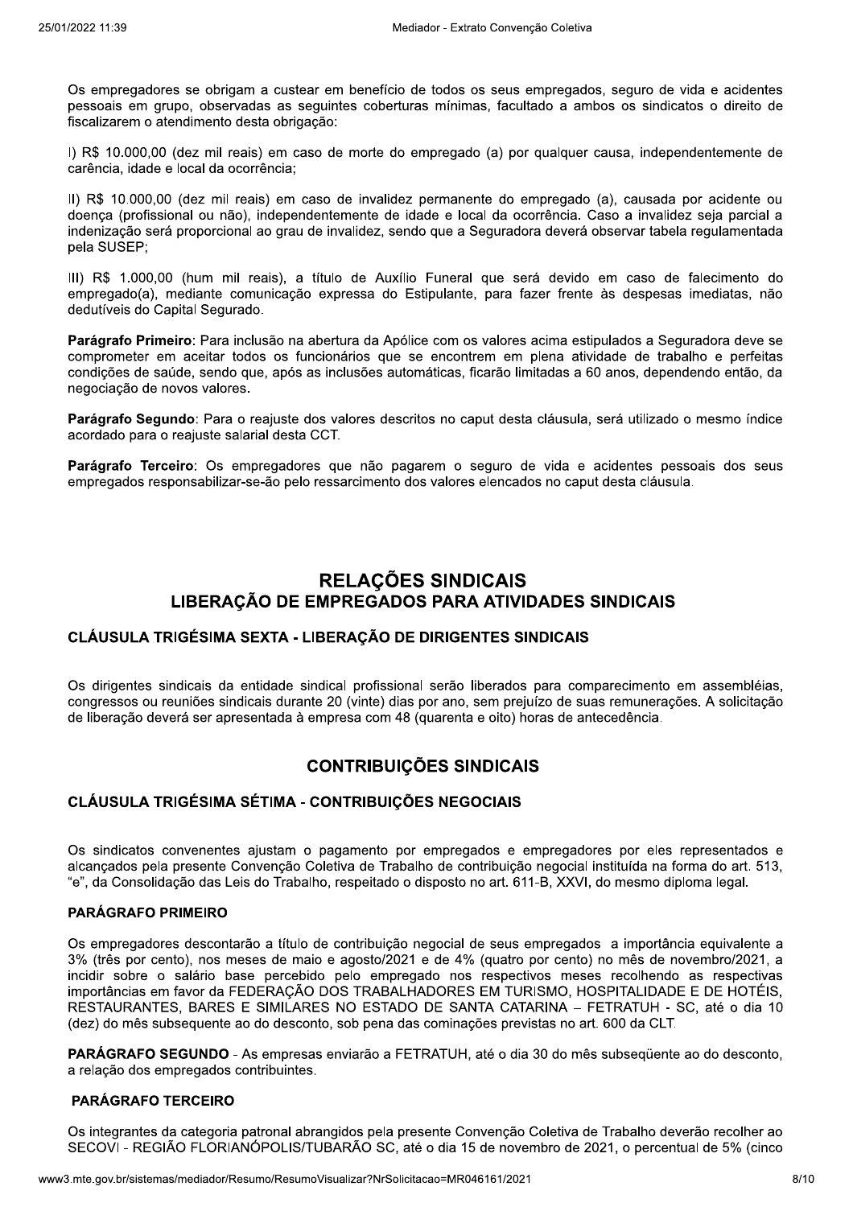Os empregadores se obrigam a custear em benefício de todos os seus empregados, seguro de vida e acidentes pessoais em grupo, observadas as seguintes coberturas mínimas, facultado a ambos os sindicatos o direito de fiscalizarem o atendimento desta obrigação:

I) R$ 10.000,00 (dez mil reais) em caso de morte do empregado (a) por qualquer causa, independentemente de carência, idade e local da ocorrência;

II) R$ 10.000,00 (dez mil reais) em caso de invalidez permanente do empregado (a), causada por acidente ou doença (profissional ou não), independentemente de idade e local da ocorrência. Caso a invalidez seja parcial a indenização será proporcional ao grau de invalidez, sendo que a Seguradora deverá observar tabela regulamentada pela SUSEP;

III) R$ 1.000,00 (hum mil reais), a título de Auxílio Funeral que será devido em caso de falecimento do empregado(a), mediante comunicação expressa do Estipulante, para fazer frente às despesas imediatas, não dedutíveis do Capital Segurado.

**Parágrafo Primeiro**: Para inclusão na abertura da Apólice com os valores acima estipulados a Seguradora deve se comprometer em aceitar todos os funcionários que se encontrem em plena atividade de trabalho e perfeitas condições de saúde, sendo que, após as inclusões automáticas, ficarão limitadas a 60 anos, dependendo então, da negociação de novos valores.

**Parágrafo Segundo**: Para o reajuste dos valores descritos no caput desta cláusula, será utilizado o mesmo índice acordado para o reajuste salarial desta CCT.

**Parágrafo Terceiro**: Os empregadores que não pagarem o seguro de vida e acidentes pessoais dos seus empregados responsabilizar-se-ão pelo ressarcimento dos valores elencados no caput desta cláusula.

# RELAÇÕES SINDICAIS

## LIBERAÇÃO DE EMPREGADOS PARA ATIVIDADES SINDICAIS

### CLÁUSULA TRIGÉSIMA SEXTA - LIBERAÇÃO DE DIRIGENTES SINDICAIS

Os dirigentes sindicais da entidade sindical profissional serão liberados para comparecimento em assembléias, congressos ou reuniões sindicais durante 20 (vinte) dias por ano, sem prejuízo de suas remunerações. A solicitação de liberação deverá ser apresentada à empresa com 48 (quarenta e oito) horas de antecedência.

## CONTRIBUIÇÕES SINDICAIS

### CLÁUSULA TRIGÉSIMA SÉTIMA - CONTRIBUIÇÕES NEGOCIAIS

Os sindicatos convenentes ajustam o pagamento por empregados e empregadores por eles representados e alcançados pela presente Convenção Coletiva de Trabalho de contribuição negocial instituída na forma do art. 513, "e", da Consolidação das Leis do Trabalho, respeitado o disposto no art. 611-B, XXVI, do mesmo diploma legal.

**PARÁGRAFO PRIMEIRO**

Os empregadores descontarão a título de contribuição negocial de seus empregados a importância equivalente a 3% (três por cento), nos meses de maio e agosto/2021 e de 4% (quatro por cento) no mês de novembro/2021, a incidir sobre o salário base percebido pelo empregado nos respectivos meses recolhendo as respectivas importâncias em favor da FEDERAÇÃO DOS TRABALHADORES EM TURISMO, HOSPITALIDADE E DE HOTÉIS, RESTAURANTES, BARES E SIMILARES NO ESTADO DE SANTA CATARINA – FETRATUH - SC, até o dia 10 (dez) do mês subsequente ao do desconto, sob pena das cominações previstas no art. 600 da CLT.

**PARÁGRAFO SEGUNDO** - As empresas enviarão a FETRATUH, até o dia 30 do mês subseqüente ao do desconto, a relação dos empregados contribuintes.

**PARÁGRAFO TERCEIRO**

Os integrantes da categoria patronal abrangidos pela presente Convenção Coletiva de Trabalho deverão recolher ao SECOVI - REGIÃO FLORIANÓPOLIS/TUBARÃO SC, até o dia 15 de novembro de 2021, o percentual de 5% (cinco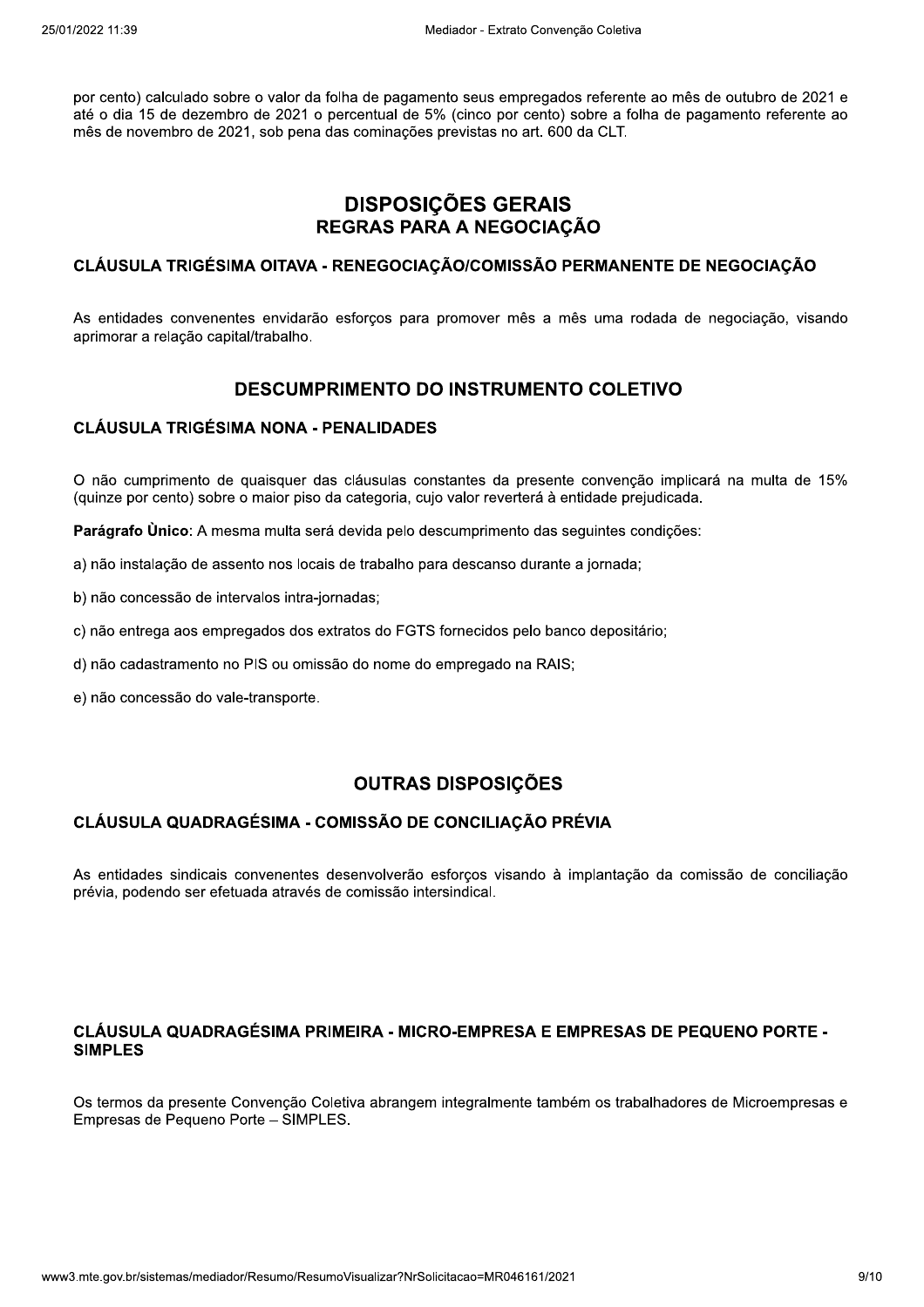por cento) calculado sobre o valor da folha de pagamento seus empregados referente ao mês de outubro de 2021 e até o dia 15 de dezembro de 2021 o percentual de 5% (cinco por cento) sobre a folha de pagamento referente ao mês de novembro de 2021, sob pena das cominações previstas no art. 600 da CLT.

## DISPOSIÇÕES GERAIS
## REGRAS PARA A NEGOCIAÇÃO

### CLÁUSULA TRIGÉSIMA OITAVA - RENEGOCIAÇÃO/COMISSÃO PERMANENTE DE NEGOCIAÇÃO

As entidades convenentes envidarão esforços para promover mês a mês uma rodada de negociação, visando aprimorar a relação capital/trabalho.

## DESCUMPRIMENTO DO INSTRUMENTO COLETIVO

### CLÁUSULA TRIGÉSIMA NONA - PENALIDADES

O não cumprimento de quaisquer das cláusulas constantes da presente convenção implicará na multa de 15% (quinze por cento) sobre o maior piso da categoria, cujo valor reverterá à entidade prejudicada.

**Parágrafo Ùnico**: A mesma multa será devida pelo descumprimento das seguintes condições:

a) não instalação de assento nos locais de trabalho para descanso durante a jornada;

b) não concessão de intervalos intra-jornadas;

c) não entrega aos empregados dos extratos do FGTS fornecidos pelo banco depositário;

d) não cadastramento no PIS ou omissão do nome do empregado na RAIS;

e) não concessão do vale-transporte.

## OUTRAS DISPOSIÇÕES

### CLÁUSULA QUADRAGÉSIMA - COMISSÃO DE CONCILIAÇÃO PRÉVIA

As entidades sindicais convenentes desenvolverão esforços visando à implantação da comissão de conciliação prévia, podendo ser efetuada através de comissão intersindical.

### CLÁUSULA QUADRAGÉSIMA PRIMEIRA - MICRO-EMPRESA E EMPRESAS DE PEQUENO PORTE - SIMPLES

Os termos da presente Convenção Coletiva abrangem integralmente também os trabalhadores de Microempresas e Empresas de Pequeno Porte – SIMPLES.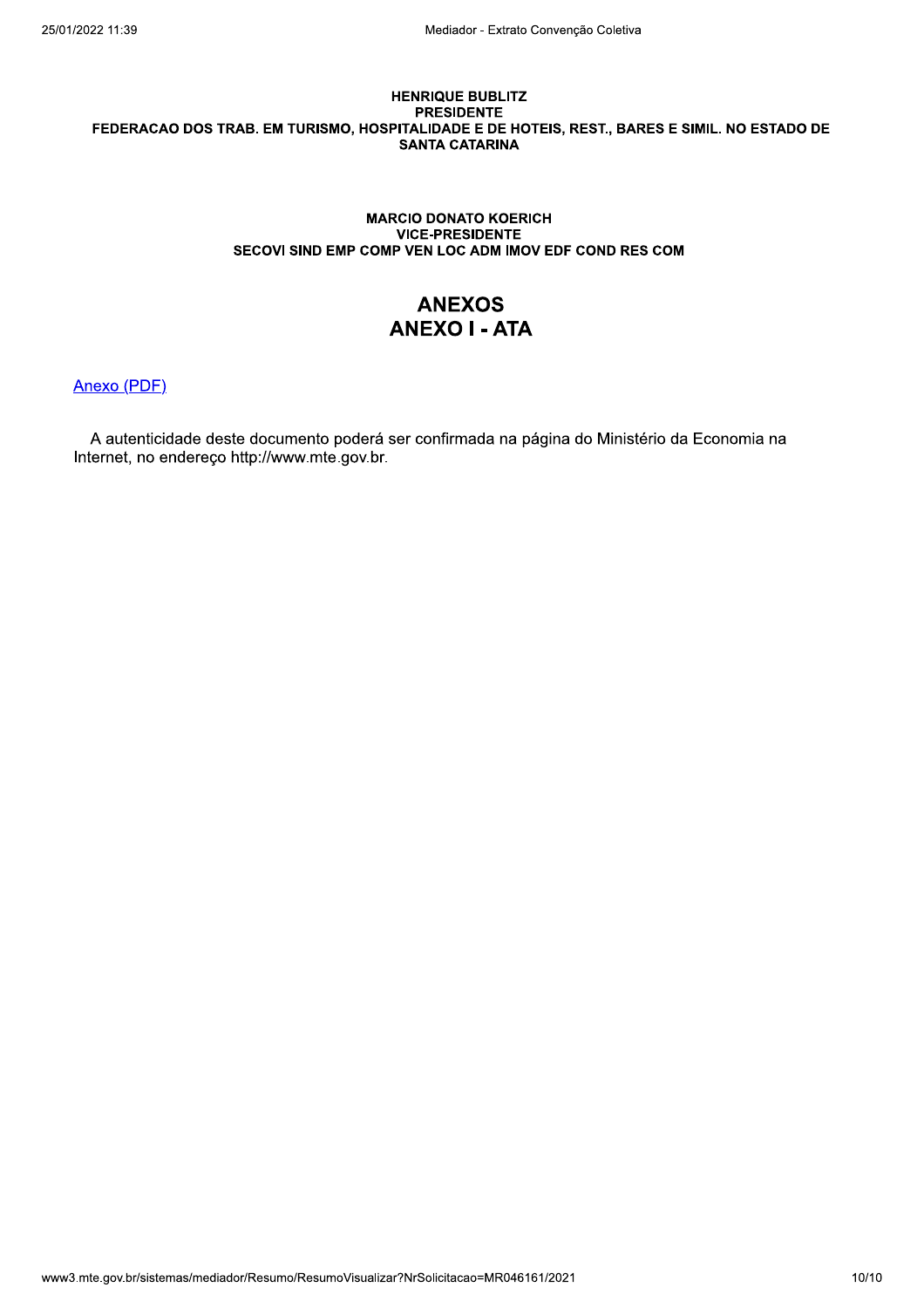**HENRIQUE BUBLITZ**
**PRESIDENTE**
**FEDERACAO DOS TRAB. EM TURISMO, HOSPITALIDADE E DE HOTEIS, REST., BARES E SIMIL. NO ESTADO DE SANTA CATARINA**

**MARCIO DONATO KOERICH**
**VICE-PRESIDENTE**
**SECOVI SIND EMP COMP VEN LOC ADM IMOV EDF COND RES COM**

# ANEXOS
## ANEXO I - ATA

Anexo (PDF)

A autenticidade deste documento poderá ser confirmada na página do Ministério da Economia na Internet, no endereço http://www.mte.gov.br.